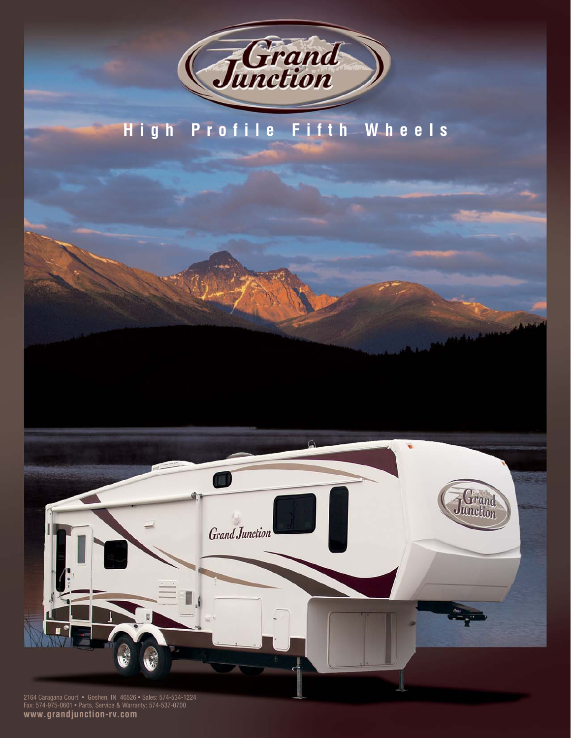# Grand Junction

## High Profile Fifth Wheels

2164 Caragana Court • Goshen, IN 46526 • Sales: 574-534-1224
Fax: 574-975-0601 • Parts, Service & Warranty: 574-537-0700
**www.grandjunction-rv.com**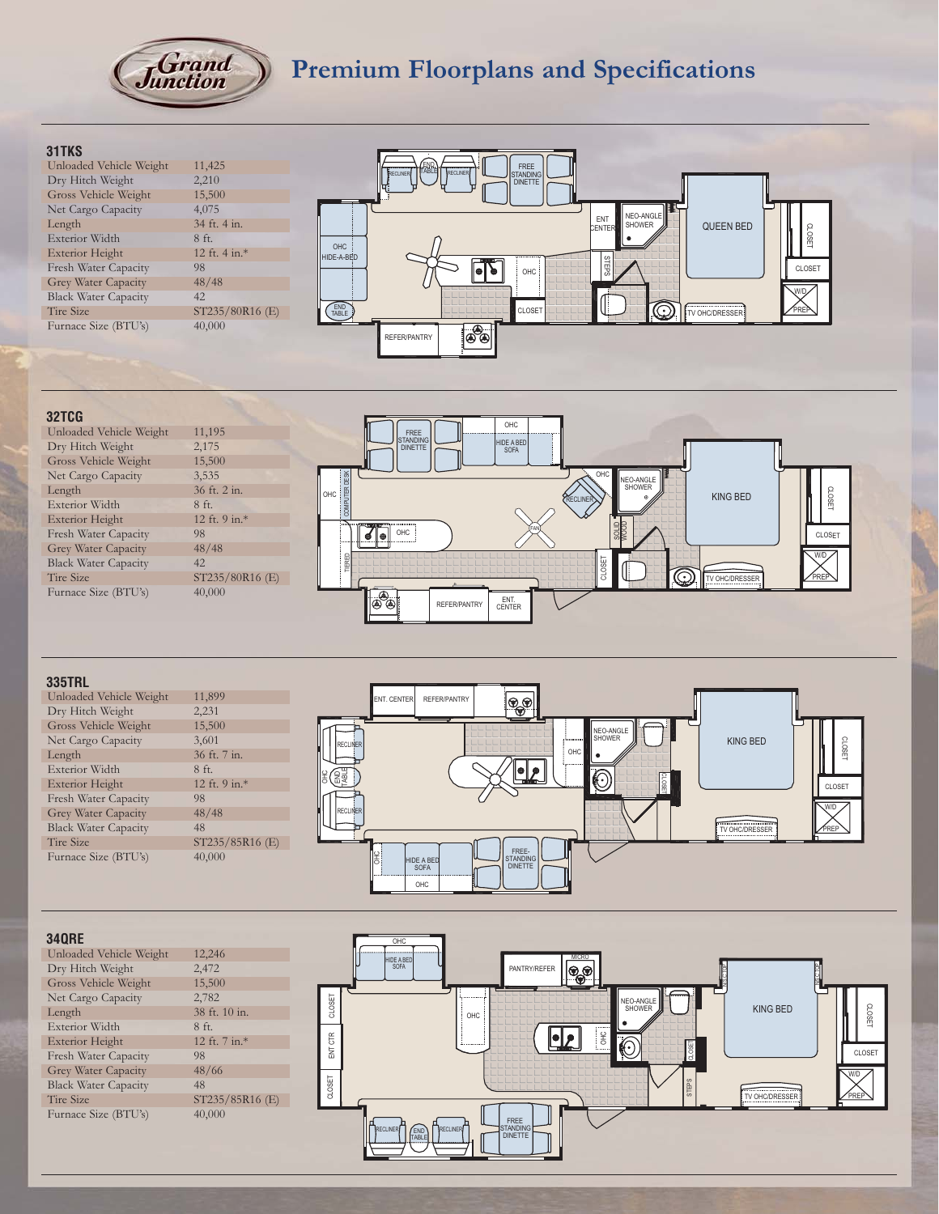# Premium Floorplans and Specifications

## 31TKS

| Specification | Value |
|---|---|
| Unloaded Vehicle Weight | 11,425 |
| Dry Hitch Weight | 2,210 |
| Gross Vehicle Weight | 15,500 |
| Net Cargo Capacity | 4,075 |
| Length | 34 ft. 4 in. |
| Exterior Width | 8 ft. |
| Exterior Height | 12 ft. 4 in.* |
| Fresh Water Capacity | 98 |
| Grey Water Capacity | 48/48 |
| Black Water Capacity | 42 |
| Tire Size | ST235/80R16 (E) |
| Furnace Size (BTU's) | 40,000 |

## 32TCG

| Specification | Value |
|---|---|
| Unloaded Vehicle Weight | 11,195 |
| Dry Hitch Weight | 2,175 |
| Gross Vehicle Weight | 15,500 |
| Net Cargo Capacity | 3,535 |
| Length | 36 ft. 2 in. |
| Exterior Width | 8 ft. |
| Exterior Height | 12 ft. 9 in.* |
| Fresh Water Capacity | 98 |
| Grey Water Capacity | 48/48 |
| Black Water Capacity | 42 |
| Tire Size | ST235/80R16 (E) |
| Furnace Size (BTU's) | 40,000 |

## 335TRL

| Specification | Value |
|---|---|
| Unloaded Vehicle Weight | 11,899 |
| Dry Hitch Weight | 2,231 |
| Gross Vehicle Weight | 15,500 |
| Net Cargo Capacity | 3,601 |
| Length | 36 ft. 7 in. |
| Exterior Width | 8 ft. |
| Exterior Height | 12 ft. 9 in.* |
| Fresh Water Capacity | 98 |
| Grey Water Capacity | 48/48 |
| Black Water Capacity | 48 |
| Tire Size | ST235/85R16 (E) |
| Furnace Size (BTU's) | 40,000 |

## 34QRE

| Specification | Value |
|---|---|
| Unloaded Vehicle Weight | 12,246 |
| Dry Hitch Weight | 2,472 |
| Gross Vehicle Weight | 15,500 |
| Net Cargo Capacity | 2,782 |
| Length | 38 ft. 10 in. |
| Exterior Width | 8 ft. |
| Exterior Height | 12 ft. 7 in.* |
| Fresh Water Capacity | 98 |
| Grey Water Capacity | 48/66 |
| Black Water Capacity | 48 |
| Tire Size | ST235/85R16 (E) |
| Furnace Size (BTU's) | 40,000 |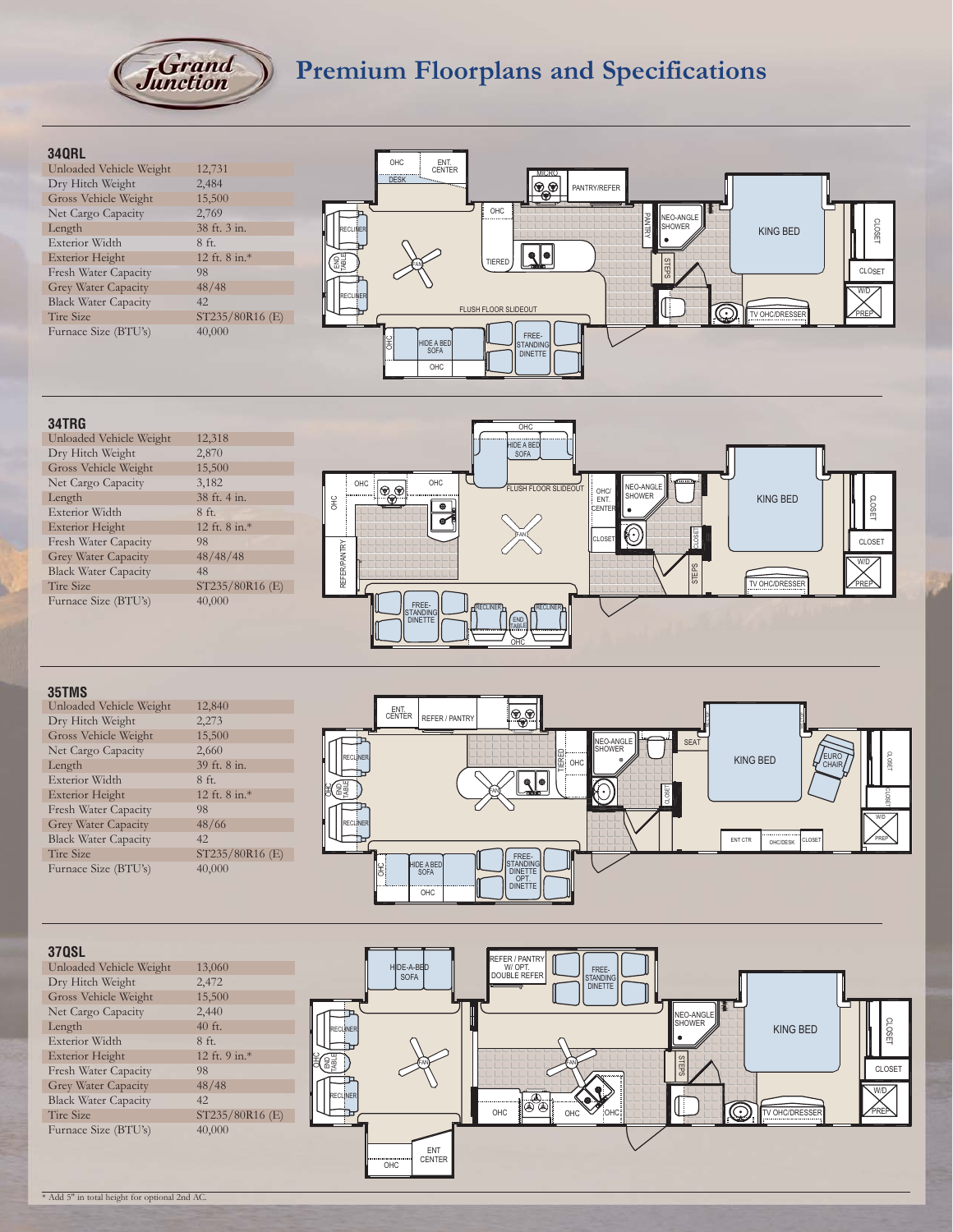# Premium Floorplans and Specifications

## 34QRL

| | |
|---|---|
| Unloaded Vehicle Weight | 12,731 |
| Dry Hitch Weight | 2,484 |
| Gross Vehicle Weight | 15,500 |
| Net Cargo Capacity | 2,769 |
| Length | 38 ft. 3 in. |
| Exterior Width | 8 ft. |
| Exterior Height | 12 ft. 8 in.* |
| Fresh Water Capacity | 98 |
| Grey Water Capacity | 48/48 |
| Black Water Capacity | 42 |
| Tire Size | ST235/80R16 (E) |
| Furnace Size (BTU's) | 40,000 |

## 34TRG

| | |
|---|---|
| Unloaded Vehicle Weight | 12,318 |
| Dry Hitch Weight | 2,870 |
| Gross Vehicle Weight | 15,500 |
| Net Cargo Capacity | 3,182 |
| Length | 38 ft. 4 in. |
| Exterior Width | 8 ft. |
| Exterior Height | 12 ft. 8 in.* |
| Fresh Water Capacity | 98 |
| Grey Water Capacity | 48/48/48 |
| Black Water Capacity | 48 |
| Tire Size | ST235/80R16 (E) |
| Furnace Size (BTU's) | 40,000 |

## 35TMS

| | |
|---|---|
| Unloaded Vehicle Weight | 12,840 |
| Dry Hitch Weight | 2,273 |
| Gross Vehicle Weight | 15,500 |
| Net Cargo Capacity | 2,660 |
| Length | 39 ft. 8 in. |
| Exterior Width | 8 ft. |
| Exterior Height | 12 ft. 8 in.* |
| Fresh Water Capacity | 98 |
| Grey Water Capacity | 48/66 |
| Black Water Capacity | 42 |
| Tire Size | ST235/80R16 (E) |
| Furnace Size (BTU's) | 40,000 |

## 37QSL

| | |
|---|---|
| Unloaded Vehicle Weight | 13,060 |
| Dry Hitch Weight | 2,472 |
| Gross Vehicle Weight | 15,500 |
| Net Cargo Capacity | 2,440 |
| Length | 40 ft. |
| Exterior Width | 8 ft. |
| Exterior Height | 12 ft. 9 in.* |
| Fresh Water Capacity | 98 |
| Grey Water Capacity | 48/48 |
| Black Water Capacity | 42 |
| Tire Size | ST235/80R16 (E) |
| Furnace Size (BTU's) | 40,000 |

* Add 5" in total height for optional 2nd AC.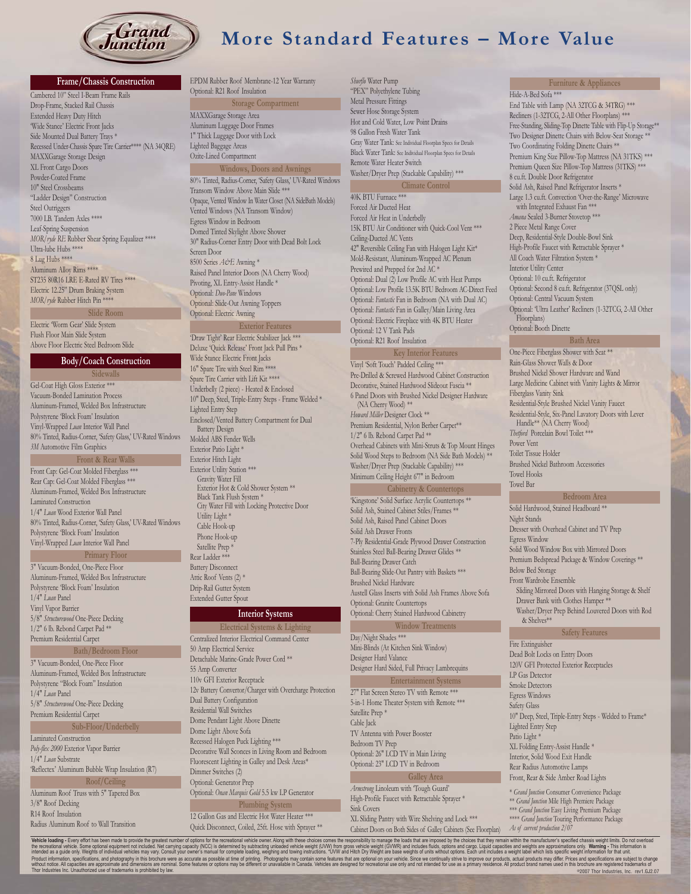# More Standard Features – More Value

## Frame/Chassis Construction

Cambered 10" Steel I-Beam Frame Rails
Drop-Frame, Stacked Rail Chassis
Extended Heavy Duty Hitch
'Wide Stance' Electric Front Jacks
Side Mounted Dual Battery Trays *
Recessed Under-Chassis Spare Tire Carrier**** (NA 34QRE)
MAXXGarage Storage Design
XL Front Cargo Doors
Powder-Coated Frame
10" Steel Crossbeams
"Ladder Design" Construction
Steel Outriggers
7000 LB. Tandem Axles ****
Leaf-Spring Suspension
*MOR/ryde RE* Rubber Shear Spring Equalizer ****
Ultra-lube Hubs ****
8 Lug Hubs ****
Aluminum Alloy Rims ****
ST235 80R16 LRE E-Rated RV Tires ****
Electric 12.25" Drum Braking System
*MOR/ryde* Rubber Hitch Pin ****

### Slide Room

Electric 'Worm Gear' Slide System
Flush Floor Main Slide System
Above Floor Electric Steel Bedroom Slide

## Body/Coach Construction

### Sidewalls

Gel-Coat High Gloss Exterior ***
Vacuum-Bonded Lamination Process
Aluminum-Framed, Welded Box Infrastructure
Polystyrene 'Block Foam' Insulation
Vinyl-Wrapped *Luan* Interior Wall Panel
80% Tinted, Radius-Corner, 'Safety Glass,' UV-Rated Windows
*3M* Automotive Film Graphics

### Front & Rear Walls

Front Cap: Gel-Coat Molded Fiberglass ***
Rear Cap: Gel-Coat Molded Fiberglass ***
Aluminum-Framed, Welded Box Infrastructure
Laminated Construction
1/4" *Luan* Wood Exterior Wall Panel
80% Tinted, Radius-Corner, 'Safety Glass,' UV-Rated Windows
Polystyrene 'Block Foam' Insulation
Vinyl-Wrapped *Luan* Interior Wall Panel

### Primary Floor

3" Vacuum-Bonded, One-Piece Floor
Aluminum-Framed, Welded Box Infrastructure
Polystyrene 'Block Foam' Insulation
1/4" *Luan* Panel
Vinyl Vapor Barrier
5/8" *Structurewood* One-Piece Decking
1/2" 6 lb. Rebond Carpet Pad **
Premium Residential Carpet

### Bath/Bedroom Floor

3" Vacuum-Bonded, One-Piece Floor
Aluminum-Framed, Welded Box Infrastructure
Polystyrene "Block Foam" Insulation
1/4" *Luan* Panel
5/8" *Structurewood* One-Piece Decking
Premium Residential Carpet

### Sub-Floor/Underbelly

Laminated Construction
*Poly-flex 2000* Exterior Vapor Barrier
1/4" *Luan* Substrate
'Reflectex' Aluminum Bubble Wrap Insulation (R7)

### Roof/Ceiling

Aluminum Roof Truss with 5" Tapered Box
3/8" Roof Decking
R14 Roof Insulation
Radius Aluminum Roof to Wall Transition
EPDM Rubber Roof Membrane-12 Year Warranty
Optional: R21 Roof Insulation

### Storage Compartment

MAXXGarage Storage Area
Aluminum Luggage Door Frames
1" Thick Luggage Door with Lock
Lighted Baggage Areas
Ozite-Lined Compartment

### Windows, Doors and Awnings

80% Tinted, Radius-Corner, 'Safety Glass,' UV-Rated Windows
Transom Window Above Main Slide ***
Opaque, Vented Window In Water Closet (NA SideBath Models)
Vented Windows (NA Transom Window)
Egress Window in Bedroom
Domed Tinted Skylight Above Shower
30" Radius-Corner Entry Door with Dead Bolt Lock
Screen Door
8500 Series *A&E* Awning *
Raised Panel Interior Doors (NA Cherry Wood)
Pivoting, XL Entry-Assist Handle *
Optional: *Duo-Pane* Windows
Optional: Slide-Out Awning Toppers
Optional: Electric Awning

### Exterior Features

'Draw Tight' Rear Electric Stabilizer Jack ***
Deluxe 'Quick Release' Front Jack Pull Pins *
Wide Stance Electric Front Jacks
16" Spare Tire with Steel Rim ****
Spare Tire Carrier with Lift Kit ****
Underbelly (2 piece) - Heated & Enclosed
10" Deep, Steel, Triple-Entry Steps - Frame Welded *
Lighted Entry Step
Enclosed/Vented Battery Compartment for Dual Battery Design
Molded ABS Fender Wells
Exterior Patio Light *
Exterior Hitch Light
Exterior Utility Station ***
- Gravity Water Fill
- Exterior Hot & Cold Shower System **
- Black Tank Flush System *
- City Water Fill with Locking Protective Door
- Utility Light *
- Cable Hook-up
- Phone Hook-up
- Satellite Prep *

Rear Ladder ***
Battery Disconnect
Attic Roof Vents (2) *
Drip-Rail Gutter System
Extended Gutter Spout

## Interior Systems

### Electrical Systems & Lighting

Centralized Interior Electrical Command Center
50 Amp Electrical Service
Detachable Marine-Grade Power Cord **
55 Amp Converter
110v GFI Exterior Receptacle
12v Battery Convertor/Charger with Overcharge Protection
Dual Battery Configuration
Residential Wall Switches
Dome Pendant Light Above Dinette
Dome Light Above Sofa
Recessed Halogen Puck Lighting ***
Decorative Wall Sconces in Living Room and Bedroom
Fluorescent Lighting in Galley and Desk Areas*
Dimmer Switches (2)
Optional: Generator Prep
Optional: *Onan Marquis Gold* 5.5 kw LP Generator

### Plumbing System

12 Gallon Gas and Electric Hot Water Heater ***
Quick Disconnect, Coiled, 25ft. Hose with Sprayer **
*Shurflo* Water Pump
"PEX" Polyethylene Tubing
Metal Pressure Fittings
Sewer Hose Storage System
Hot and Cold Water, Low Point Drains
98 Gallon Fresh Water Tank
Gray Water Tank: See Individual Floorplan Specs for Details
Black Water Tank: See Individual Floorplan Specs for Details
Remote Water Heater Switch
Washer/Dryer Prep (Stackable Capability) ***

### Climate Control

40K BTU Furnace ***
Forced Air Ducted Heat
Forced Air Heat in Underbelly
15K BTU Air Conditioner with Quick-Cool Vent ***
Ceiling-Ducted AC Vents
42" Reversible Ceiling Fan with Halogen Light Kit*
Mold-Resistant, Aluminum-Wrapped AC Plenum
Prewired and Prepped for 2nd AC *
Optional: Dual (2) Low Profile AC with Heat Pumps
Optional: Low Profile 13.5K BTU Bedroom AC-Direct Feed
Optional: *Fantastic* Fan in Bedroom (NA with Dual AC)
Optional: *Fantastic* Fan in Galley/Main Living Area
Optional: Electric Fireplace with 4K BTU Heater
Optional: 12 V Tank Pads
Optional: R21 Roof Insulation

### Key Interior Features

Vinyl 'Soft Touch' Padded Ceiling ***
Pre-Drilled & Screwed Hardwood Cabinet Construction
Decorative, Stained Hardwood Slideout Fascia **
6 Panel Doors with Brushed Nickel Designer Hardware (NA Cherry Wood) **
*Howard Miller* Designer Clock **
Premium Residential, Nylon Berber Carpet**
1/2" 6 lb. Rebond Carpet Pad **
Overhead Cabinets with Mini-Struts & Top Mount Hinges
Solid Wood Steps to Bedroom (NA Side Bath Models) **
Washer/Dryer Prep (Stackable Capability) ***
Minimum Ceiling Height 6'7" in Bedroom

### Cabinetry & Countertops

'Kingstone' Solid Surface Acrylic Countertops **
Solid Ash, Stained Cabinet Stiles/Frames **
Solid Ash, Raised Panel Cabinet Doors
Solid Ash Drawer Fronts
7-Ply Residential-Grade Plywood Drawer Construction
Stainless Steel Ball-Bearing Drawer Glides **
Ball-Bearing Drawer Catch
Ball-Bearing Slide-Out Pantry with Baskets ***
Brushed Nickel Hardware
Austell Glass Inserts with Solid Ash Frames Above Sofa
Optional: Granite Countertops
Optional: Cherry Stained Hardwood Cabinetry

### Window Treatments

Day/Night Shades ***
Mini-Blinds (At Kitchen Sink Window)
Designer Hard Valance
Designer Hard Sided, Full Privacy Lambrequins

### Entertainment Systems

27" Flat Screen Stereo TV with Remote ***
5-in-1 Home Theater System with Remote ***
Satellite Prep *
Cable Jack
TV Antenna with Power Booster
Bedroom TV Prep
Optional: 26" LCD TV in Main Living
Optional: 23" LCD TV in Bedroom

### Galley Area

*Armstrong* Linoleum with 'Tough Guard'
High-Profile Faucet with Retractable Sprayer *
Sink Covers
XL Sliding Pantry with Wire Shelving and Lock ***
Cabinet Doors on Both Sides of Galley Cabinets (See Floorplan)

### Furniture & Appliances

Hide-A-Bed Sofa ***
End Table with Lamp (NA 32TCG & 34TRG) ***
Recliners (1-32TCG, 2-All Other Floorplans) ***
Free-Standing, Sliding-Top Dinette Table with Flip-Up Storage**
Two Designer Dinette Chairs with Below-Seat Storage **
Two Coordinating Folding Dinette Chairs **
Premium King Size Pillow-Top Mattress (NA 31TKS) ***
Premium Queen Size Pillow-Top Mattress (31TKS) ***
8 cu.ft. Double Door Refrigerator
Solid Ash, Raised Panel Refrigerator Inserts *
Large 1.3 cu.ft. Convection 'Over-the-Range' Microwave with Integrated Exhaust Fan ***
*Amana* Sealed 3-Burner Stovetop ***
2 Piece Metal Range Cover
Deep, Residential-Style Double-Bowl Sink
High-Profile Faucet with Retractable Sprayer *
All Coach Water Filtration System *
Interior Utility Center
Optional: 10 cu.ft. Refrigerator
Optional: Second 8 cu.ft. Refrigerator (37QSL only)
Optional: Central Vacuum System
Optional: 'Ultra Leather' Recliners (1-32TCG, 2-All Other Floorplans)
Optional: Booth Dinette

### Bath Area

One-Piece Fiberglass Shower with Seat **
Rain-Glass Shower Walls & Door
Brushed Nickel Shower Hardware and Wand
Large Medicine Cabinet with Vanity Lights & Mirror
Fiberglass Vanity Sink
Residential-Style Brushed Nickel Vanity Faucet
Residential-Style, Six-Panel Lavatory Doors with Lever Handle** (NA Cherry Wood)
*Thetford* Porcelain Bowl Toilet ***
Power Vent
Toilet Tissue Holder
Brushed Nickel Bathroom Accessories
Towel Hooks
Towel Bar

### Bedroom Area

Solid Hardwood, Stained Headboard **
Night Stands
Dresser with Overhead Cabinet and TV Prep
Egress Window
Solid Wood Window Box with Mirrored Doors
Premium Bedspread Package & Window Coverings **
Below Bed Storage
Front Wardrobe Ensemble
- Sliding Mirrored Doors with Hanging Storage & Shelf
- Drawer Bank with Clothes Hamper **
- Washer/Dryer Prep Behind Louvered Doors with Rod & Shelves**

### Safety Features

Fire Extinguisher
Dead Bolt Locks on Entry Doors
120V GFI Protected Exterior Receptacles
LP Gas Detector
Smoke Detectors
Egress Windows
Safety Glass
10" Deep, Steel, Triple-Entry Steps - Welded to Frame*
Lighted Entry Step
Patio Light *
XL Folding Entry-Assist Handle *
Interior, Solid Wood Exit Handle
Rear Radius Automotive Lamps
Front, Rear & Side Amber Road Lights

\* *Grand Junction* Consumer Convenience Package
\*\* *Grand Junction* Mile High Premiere Package
\*\*\* *Grand Junction* Easy Living Premium Package
\*\*\*\* *Grand Junction* Touring Performance Package
*As of current production 2/07*

**Vehicle loading -** Every effort has been made to provide the greatest number of options for the recreational vehicle owner. Along with these choices comes the responsibility to manage the loads that are imposed by the choices that they remain within the manufacturer's specified chassis weight limits. Do not overload the recreational vehicle. Some optional equipment not included. Net carrying capacity (NCC) is determined by subtracting unloaded vehicle weight (UVW) from gross vehicle weight (GVWR) and includes fluids, options and cargo. Liquid capacities and weights are approximations only. **Warning -** This information is intended as a guide only. Weights of individual vehicles may vary. Consult your owner's manual for complete loading, weighing and towing instructions. *UVW and Hitch Dry Weight are base weights of units without options. Each unit includes a weight label which lists specific weight information for that unit.
Product information, specifications, and photography in this brochure were as accurate as possible at time of printing. Photographs may contain some features that are optional on your vehicle. Since we continually strive to improve our products, actual products may differ. Prices and specifications are subject to change without notice. All capacities are approximate and dimensions are nominal. Some features or options may be different or unavailable in Canada. Vehicles are designed for recreational use only and not intended for use as a primary residence. All product brand names used in this brochure are registered trademarks of Thor Industries Inc. Unauthorized use of trademarks is prohibited by law.

©2007 Thor Industries, Inc. rev1.GJ2.07